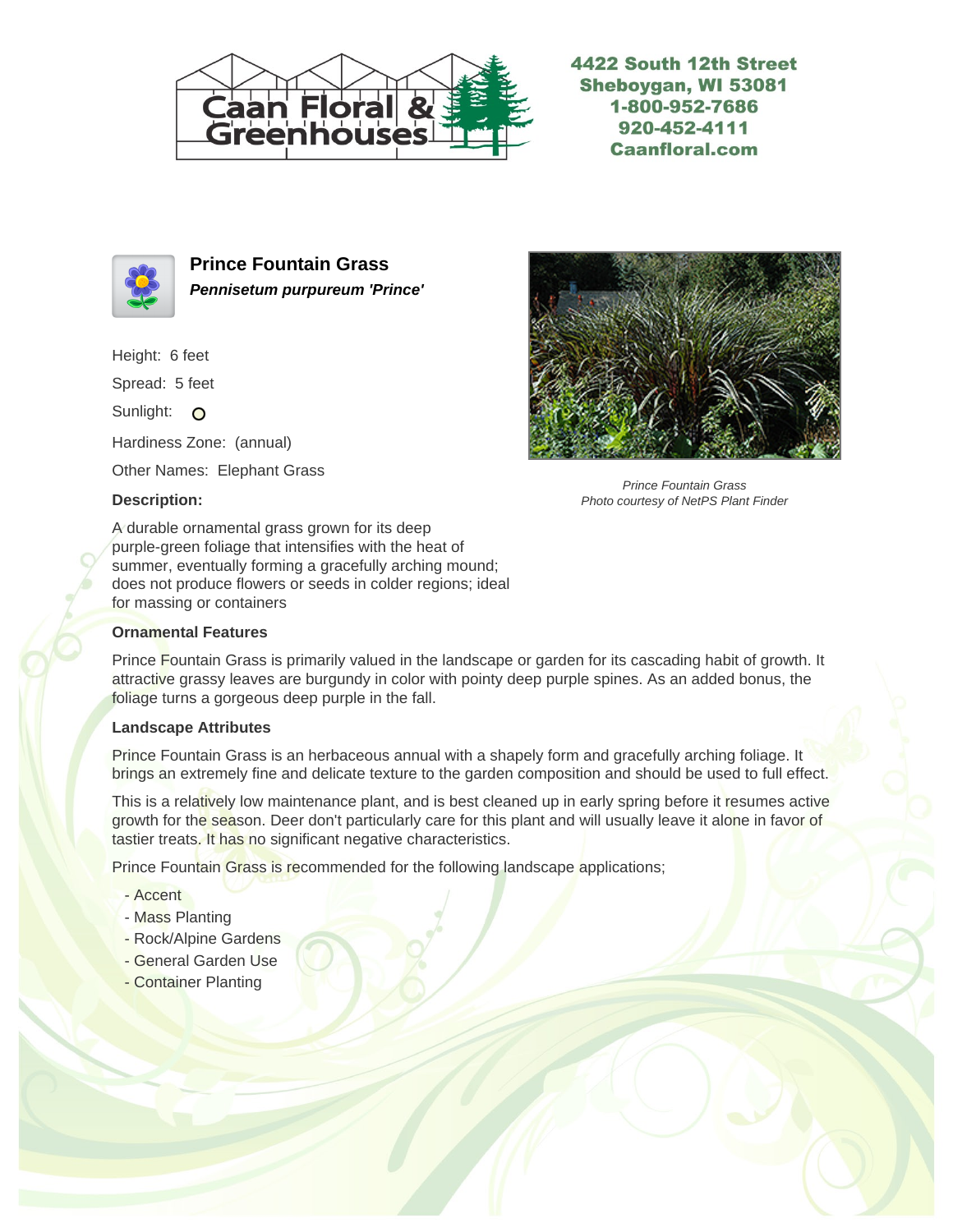4422 South 12th Street
Sheboygan, WI 53081
1-800-952-7686
920-452-4111
Caanfloral.com

## Prince Fountain Grass

***Pennisetum purpureum 'Prince'***

Height: 6 feet

Spread: 5 feet

Sunlight: ○

Hardiness Zone: (annual)

Other Names: Elephant Grass

*Prince Fountain Grass*
*Photo courtesy of NetPS Plant Finder*

### Description:

A durable ornamental grass grown for its deep purple-green foliage that intensifies with the heat of summer, eventually forming a gracefully arching mound; does not produce flowers or seeds in colder regions; ideal for massing or containers

### Ornamental Features

Prince Fountain Grass is primarily valued in the landscape or garden for its cascading habit of growth. It attractive grassy leaves are burgundy in color with pointy deep purple spines. As an added bonus, the foliage turns a gorgeous deep purple in the fall.

### Landscape Attributes

Prince Fountain Grass is an herbaceous annual with a shapely form and gracefully arching foliage. It brings an extremely fine and delicate texture to the garden composition and should be used to full effect.

This is a relatively low maintenance plant, and is best cleaned up in early spring before it resumes active growth for the season. Deer don't particularly care for this plant and will usually leave it alone in favor of tastier treats. It has no significant negative characteristics.

Prince Fountain Grass is recommended for the following landscape applications;

- Accent
- Mass Planting
- Rock/Alpine Gardens
- General Garden Use
- Container Planting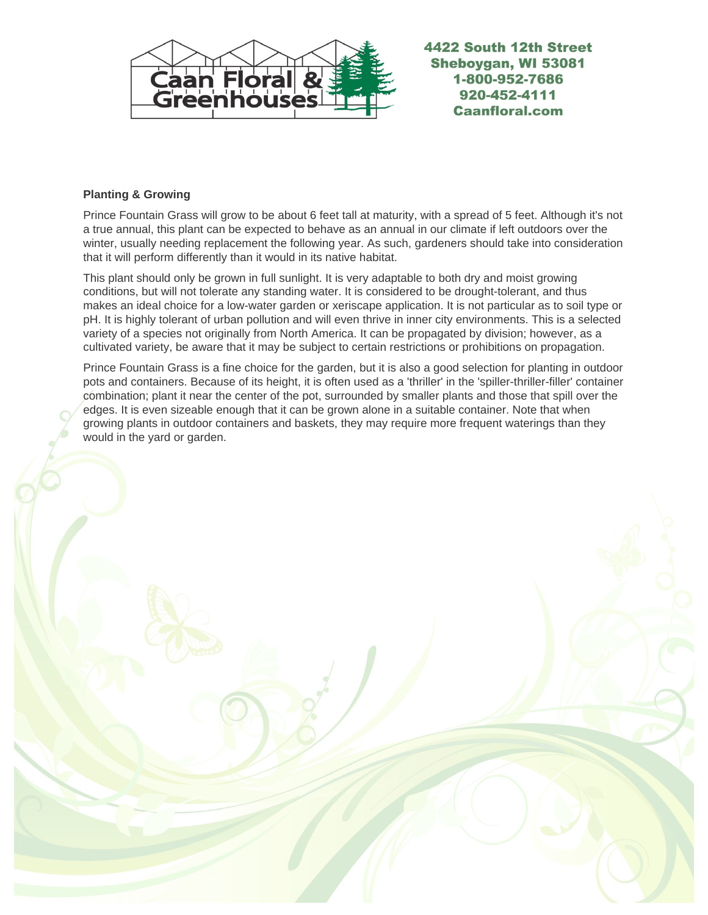4422 South 12th Street
Sheboygan, WI 53081
1-800-952-7686
920-452-4111
Caanfloral.com

**Planting & Growing**

Prince Fountain Grass will grow to be about 6 feet tall at maturity, with a spread of 5 feet. Although it's not a true annual, this plant can be expected to behave as an annual in our climate if left outdoors over the winter, usually needing replacement the following year. As such, gardeners should take into consideration that it will perform differently than it would in its native habitat.

This plant should only be grown in full sunlight. It is very adaptable to both dry and moist growing conditions, but will not tolerate any standing water. It is considered to be drought-tolerant, and thus makes an ideal choice for a low-water garden or xeriscape application. It is not particular as to soil type or pH. It is highly tolerant of urban pollution and will even thrive in inner city environments. This is a selected variety of a species not originally from North America. It can be propagated by division; however, as a cultivated variety, be aware that it may be subject to certain restrictions or prohibitions on propagation.

Prince Fountain Grass is a fine choice for the garden, but it is also a good selection for planting in outdoor pots and containers. Because of its height, it is often used as a 'thriller' in the 'spiller-thriller-filler' container combination; plant it near the center of the pot, surrounded by smaller plants and those that spill over the edges. It is even sizeable enough that it can be grown alone in a suitable container. Note that when growing plants in outdoor containers and baskets, they may require more frequent waterings than they would in the yard or garden.